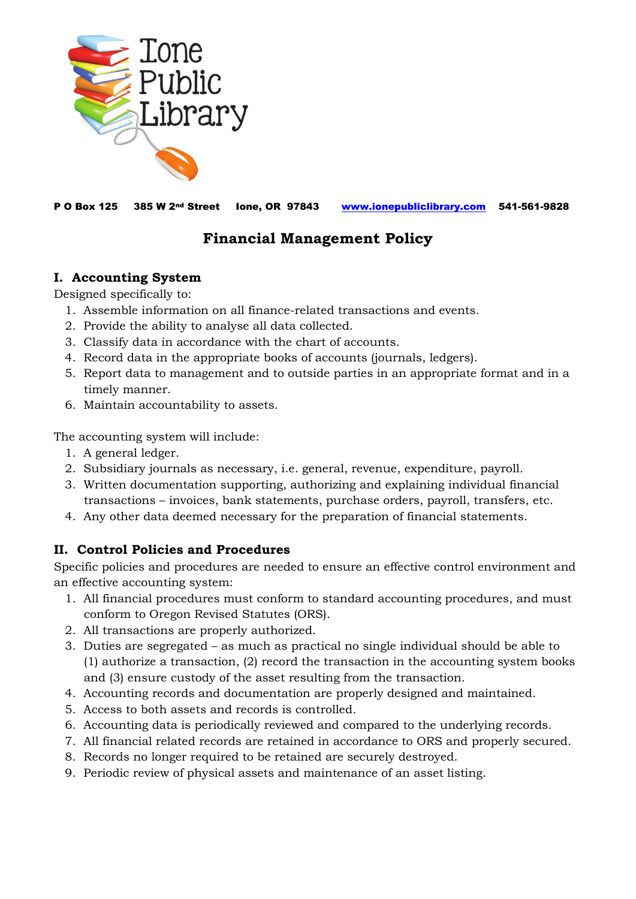Ione Public Library

P O Box 125 385 W 2nd Street Ione, OR 97843 www.ionepubliclibrary.com 541-561-9828

# Financial Management Policy

## I. Accounting System

Designed specifically to:

1. Assemble information on all finance-related transactions and events.
2. Provide the ability to analyse all data collected.
3. Classify data in accordance with the chart of accounts.
4. Record data in the appropriate books of accounts (journals, ledgers).
5. Report data to management and to outside parties in an appropriate format and in a timely manner.
6. Maintain accountability to assets.

The accounting system will include:

1. A general ledger.
2. Subsidiary journals as necessary, i.e. general, revenue, expenditure, payroll.
3. Written documentation supporting, authorizing and explaining individual financial transactions – invoices, bank statements, purchase orders, payroll, transfers, etc.
4. Any other data deemed necessary for the preparation of financial statements.

## II. Control Policies and Procedures

Specific policies and procedures are needed to ensure an effective control environment and an effective accounting system:

1. All financial procedures must conform to standard accounting procedures, and must conform to Oregon Revised Statutes (ORS).
2. All transactions are properly authorized.
3. Duties are segregated – as much as practical no single individual should be able to (1) authorize a transaction, (2) record the transaction in the accounting system books and (3) ensure custody of the asset resulting from the transaction.
4. Accounting records and documentation are properly designed and maintained.
5. Access to both assets and records is controlled.
6. Accounting data is periodically reviewed and compared to the underlying records.
7. All financial related records are retained in accordance to ORS and properly secured.
8. Records no longer required to be retained are securely destroyed.
9. Periodic review of physical assets and maintenance of an asset listing.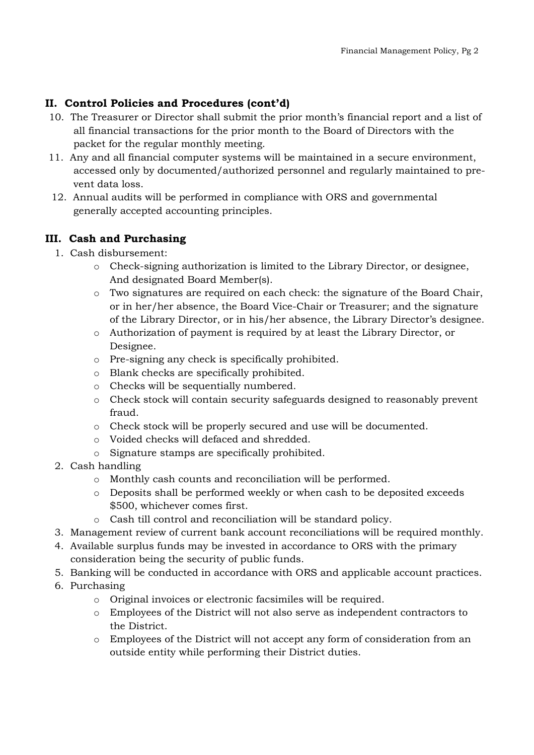## II. Control Policies and Procedures (cont'd)

10. The Treasurer or Director shall submit the prior month's financial report and a list of all financial transactions for the prior month to the Board of Directors with the packet for the regular monthly meeting.
11. Any and all financial computer systems will be maintained in a secure environment, accessed only by documented/authorized personnel and regularly maintained to prevent data loss.
12. Annual audits will be performed in compliance with ORS and governmental generally accepted accounting principles.

## III. Cash and Purchasing

1. Cash disbursement:
   - Check-signing authorization is limited to the Library Director, or designee, And designated Board Member(s).
   - Two signatures are required on each check: the signature of the Board Chair, or in her/her absence, the Board Vice-Chair or Treasurer; and the signature of the Library Director, or in his/her absence, the Library Director's designee.
   - Authorization of payment is required by at least the Library Director, or Designee.
   - Pre-signing any check is specifically prohibited.
   - Blank checks are specifically prohibited.
   - Checks will be sequentially numbered.
   - Check stock will contain security safeguards designed to reasonably prevent fraud.
   - Check stock will be properly secured and use will be documented.
   - Voided checks will defaced and shredded.
   - Signature stamps are specifically prohibited.
2. Cash handling
   - Monthly cash counts and reconciliation will be performed.
   - Deposits shall be performed weekly or when cash to be deposited exceeds $500, whichever comes first.
   - Cash till control and reconciliation will be standard policy.
3. Management review of current bank account reconciliations will be required monthly.
4. Available surplus funds may be invested in accordance to ORS with the primary consideration being the security of public funds.
5. Banking will be conducted in accordance with ORS and applicable account practices.
6. Purchasing
   - Original invoices or electronic facsimiles will be required.
   - Employees of the District will not also serve as independent contractors to the District.
   - Employees of the District will not accept any form of consideration from an outside entity while performing their District duties.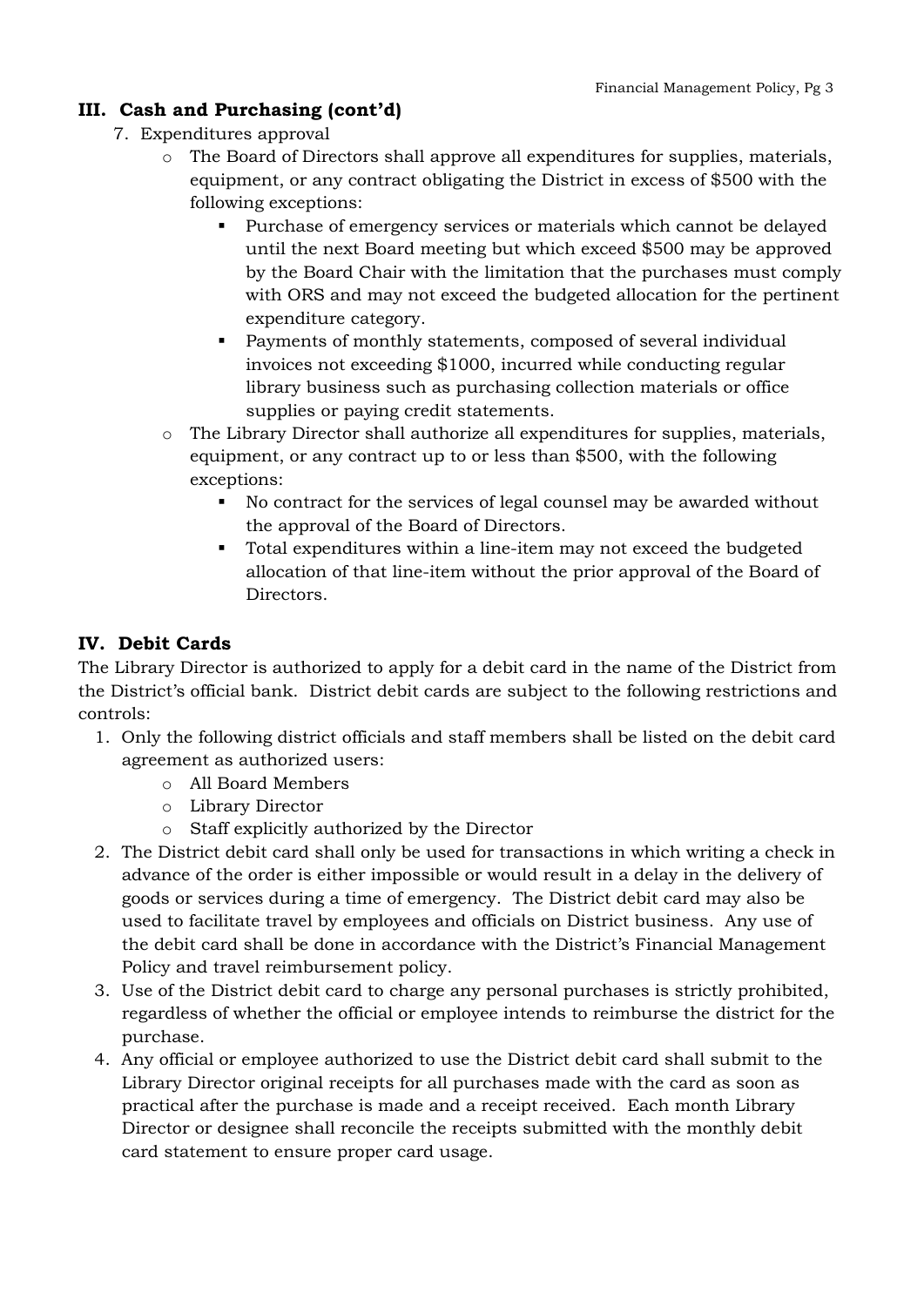## III. Cash and Purchasing (cont'd)

7. Expenditures approval
   - The Board of Directors shall approve all expenditures for supplies, materials, equipment, or any contract obligating the District in excess of $500 with the following exceptions:
     - Purchase of emergency services or materials which cannot be delayed until the next Board meeting but which exceed $500 may be approved by the Board Chair with the limitation that the purchases must comply with ORS and may not exceed the budgeted allocation for the pertinent expenditure category.
     - Payments of monthly statements, composed of several individual invoices not exceeding $1000, incurred while conducting regular library business such as purchasing collection materials or office supplies or paying credit statements.
   - The Library Director shall authorize all expenditures for supplies, materials, equipment, or any contract up to or less than $500, with the following exceptions:
     - No contract for the services of legal counsel may be awarded without the approval of the Board of Directors.
     - Total expenditures within a line-item may not exceed the budgeted allocation of that line-item without the prior approval of the Board of Directors.

## IV. Debit Cards

The Library Director is authorized to apply for a debit card in the name of the District from the District's official bank. District debit cards are subject to the following restrictions and controls:

1. Only the following district officials and staff members shall be listed on the debit card agreement as authorized users:
   - All Board Members
   - Library Director
   - Staff explicitly authorized by the Director
2. The District debit card shall only be used for transactions in which writing a check in advance of the order is either impossible or would result in a delay in the delivery of goods or services during a time of emergency. The District debit card may also be used to facilitate travel by employees and officials on District business. Any use of the debit card shall be done in accordance with the District's Financial Management Policy and travel reimbursement policy.
3. Use of the District debit card to charge any personal purchases is strictly prohibited, regardless of whether the official or employee intends to reimburse the district for the purchase.
4. Any official or employee authorized to use the District debit card shall submit to the Library Director original receipts for all purchases made with the card as soon as practical after the purchase is made and a receipt received. Each month Library Director or designee shall reconcile the receipts submitted with the monthly debit card statement to ensure proper card usage.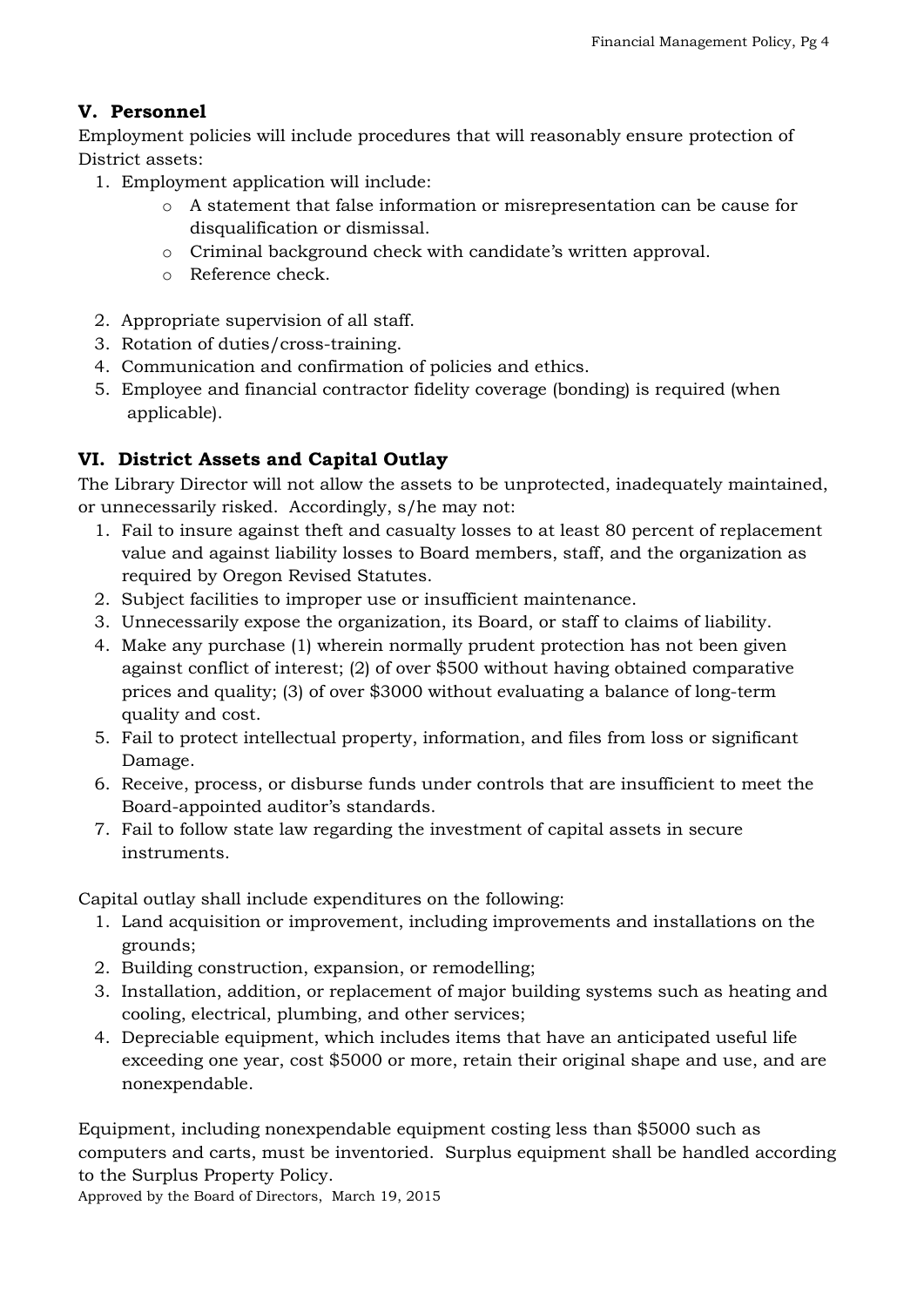## V. Personnel

Employment policies will include procedures that will reasonably ensure protection of District assets:

1. Employment application will include:
   - A statement that false information or misrepresentation can be cause for disqualification or dismissal.
   - Criminal background check with candidate's written approval.
   - Reference check.

2. Appropriate supervision of all staff.
3. Rotation of duties/cross-training.
4. Communication and confirmation of policies and ethics.
5. Employee and financial contractor fidelity coverage (bonding) is required (when applicable).

## VI. District Assets and Capital Outlay

The Library Director will not allow the assets to be unprotected, inadequately maintained, or unnecessarily risked. Accordingly, s/he may not:

1. Fail to insure against theft and casualty losses to at least 80 percent of replacement value and against liability losses to Board members, staff, and the organization as required by Oregon Revised Statutes.
2. Subject facilities to improper use or insufficient maintenance.
3. Unnecessarily expose the organization, its Board, or staff to claims of liability.
4. Make any purchase (1) wherein normally prudent protection has not been given against conflict of interest; (2) of over $500 without having obtained comparative prices and quality; (3) of over $3000 without evaluating a balance of long-term quality and cost.
5. Fail to protect intellectual property, information, and files from loss or significant Damage.
6. Receive, process, or disburse funds under controls that are insufficient to meet the Board-appointed auditor's standards.
7. Fail to follow state law regarding the investment of capital assets in secure instruments.

Capital outlay shall include expenditures on the following:

1. Land acquisition or improvement, including improvements and installations on the grounds;
2. Building construction, expansion, or remodelling;
3. Installation, addition, or replacement of major building systems such as heating and cooling, electrical, plumbing, and other services;
4. Depreciable equipment, which includes items that have an anticipated useful life exceeding one year, cost $5000 or more, retain their original shape and use, and are nonexpendable.

Equipment, including nonexpendable equipment costing less than $5000 such as computers and carts, must be inventoried. Surplus equipment shall be handled according to the Surplus Property Policy.

Approved by the Board of Directors, March 19, 2015